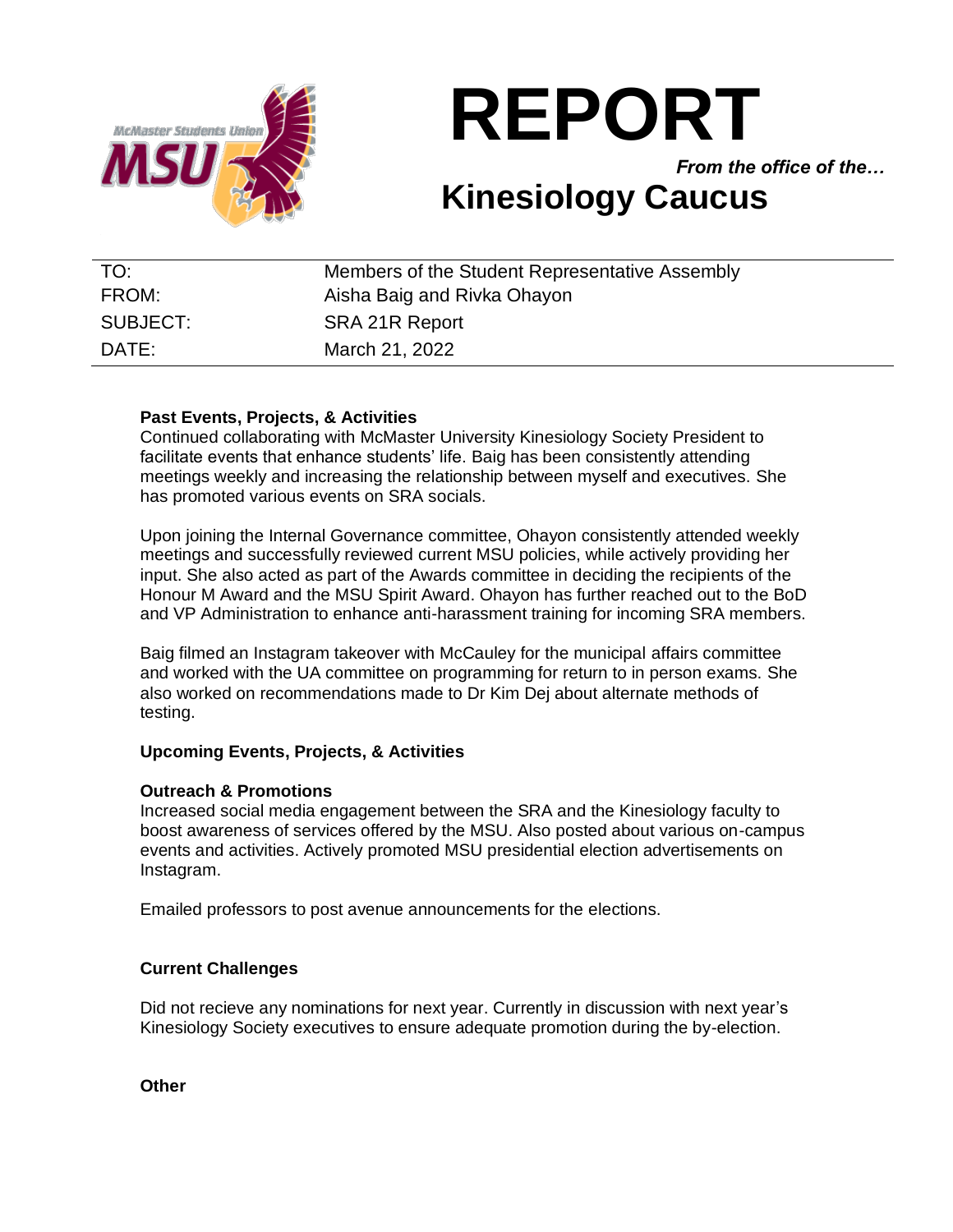# REPORT

*From the office of the…*

## Kinesiology Caucus

| | |
|---|---|
| TO: | Members of the Student Representative Assembly |
| FROM: | Aisha Baig and Rivka Ohayon |
| SUBJECT: | SRA 21R Report |
| DATE: | March 21, 2022 |

**Past Events, Projects, & Activities**

Continued collaborating with McMaster University Kinesiology Society President to facilitate events that enhance students' life. Baig has been consistently attending meetings weekly and increasing the relationship between myself and executives. She has promoted various events on SRA socials.

Upon joining the Internal Governance committee, Ohayon consistently attended weekly meetings and successfully reviewed current MSU policies, while actively providing her input. She also acted as part of the Awards committee in deciding the recipients of the Honour M Award and the MSU Spirit Award. Ohayon has further reached out to the BoD and VP Administration to enhance anti-harassment training for incoming SRA members.

Baig filmed an Instagram takeover with McCauley for the municipal affairs committee and worked with the UA committee on programming for return to in person exams. She also worked on recommendations made to Dr Kim Dej about alternate methods of testing.

**Upcoming Events, Projects, & Activities**

**Outreach & Promotions**

Increased social media engagement between the SRA and the Kinesiology faculty to boost awareness of services offered by the MSU. Also posted about various on-campus events and activities. Actively promoted MSU presidential election advertisements on Instagram.

Emailed professors to post avenue announcements for the elections.

**Current Challenges**

Did not recieve any nominations for next year. Currently in discussion with next year's Kinesiology Society executives to ensure adequate promotion during the by-election.

**Other**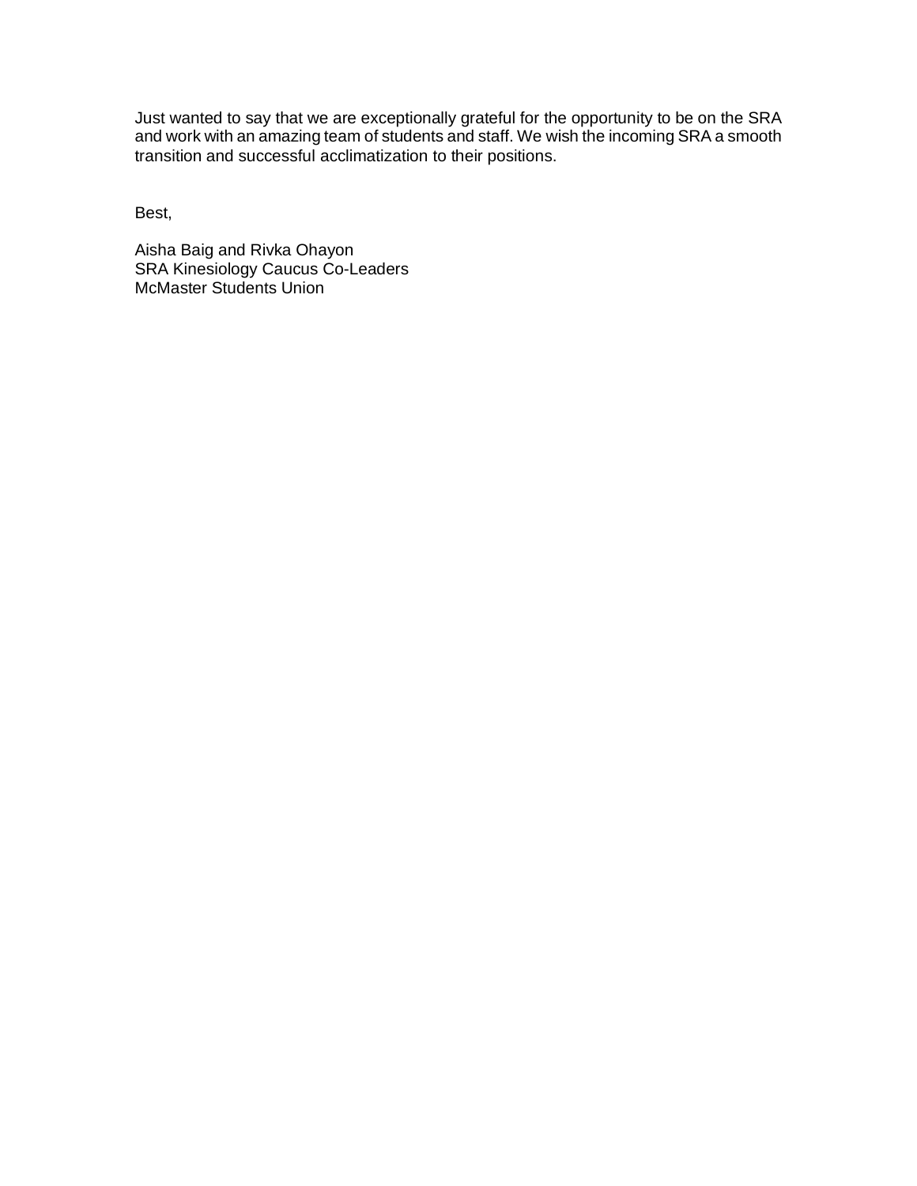Just wanted to say that we are exceptionally grateful for the opportunity to be on the SRA and work with an amazing team of students and staff. We wish the incoming SRA a smooth transition and successful acclimatization to their positions.

Best,

Aisha Baig and Rivka Ohayon
SRA Kinesiology Caucus Co-Leaders
McMaster Students Union